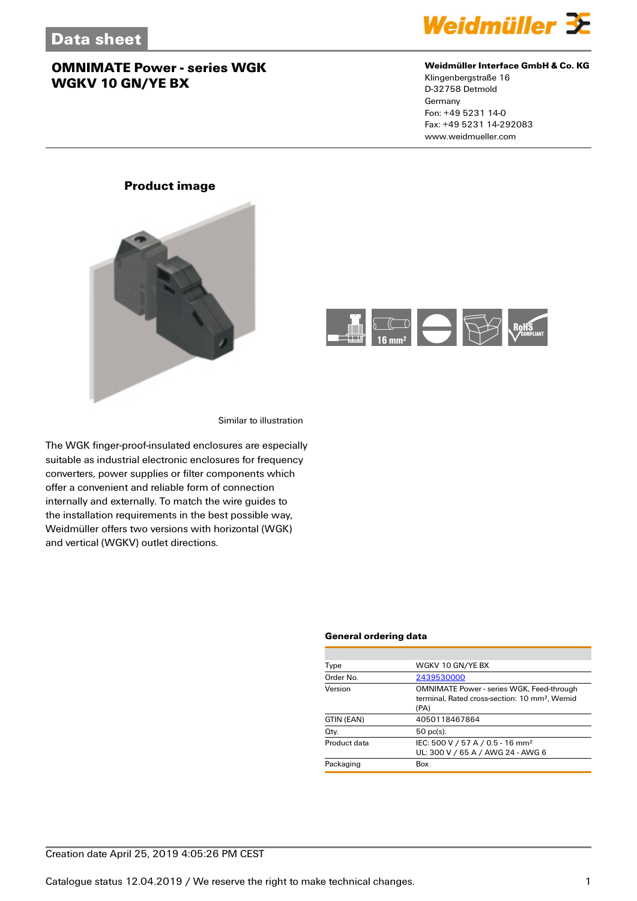# Data sheet

## OMNIMATE Power - series WGK
## WGKV 10 GN/YE BX

**Weidmüller Interface GmbH & Co. KG**
Klingenbergstraße 16
D-32758 Detmold
Germany
Fon: +49 5231 14-0
Fax: +49 5231 14-292083
www.weidmueller.com

### Product image

Similar to illustration

The WGK finger-proof-insulated enclosures are especially suitable as industrial electronic enclosures for frequency converters, power supplies or filter components which offer a convenient and reliable form of connection internally and externally. To match the wire guides to the installation requirements in the best possible way, Weidmüller offers two versions with horizontal (WGK) and vertical (WGKV) outlet directions.

### General ordering data

| | |
|---|---|
| Type | WGKV 10 GN/YE BX |
| Order No. | 2439530000 |
| Version | OMNIMATE Power - series WGK, Feed-through terminal, Rated cross-section: 10 mm², Wemid (PA) |
| GTIN (EAN) | 4050118467864 |
| Qty. | 50 pc(s). |
| Product data | IEC: 500 V / 57 A / 0.5 - 16 mm²<br>UL: 300 V / 65 A / AWG 24 - AWG 6 |
| Packaging | Box |

Creation date April 25, 2019 4:05:26 PM CEST

Catalogue status 12.04.2019 / We reserve the right to make technical changes.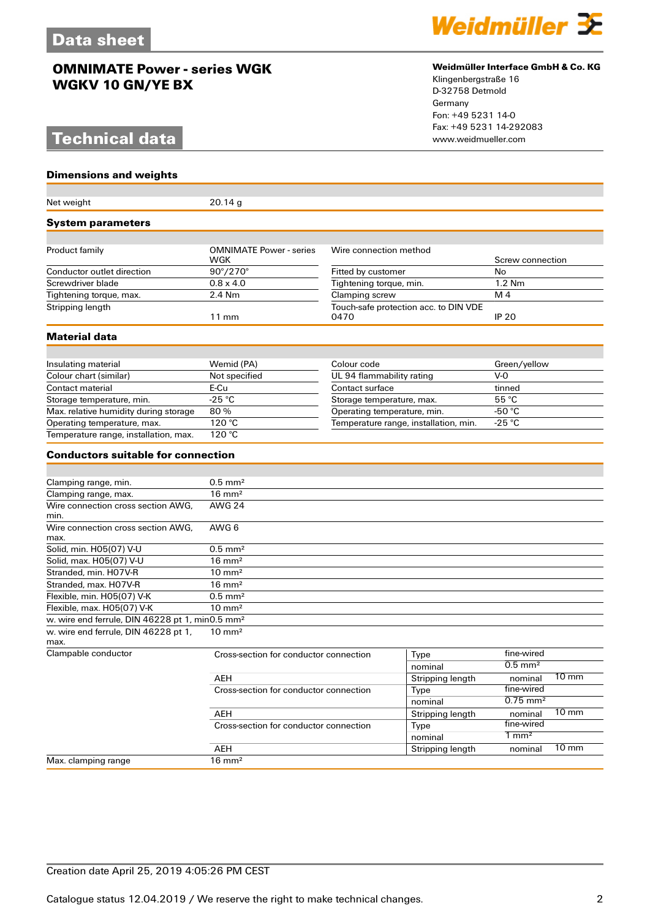# Data sheet

## OMNIMATE Power - series WGK
## WGKV 10 GN/YE BX

**Weidmüller Interface GmbH & Co. KG**
Klingenbergstraße 16
D-32758 Detmold
Germany
Fon: +49 5231 14-0
Fax: +49 5231 14-292083
www.weidmueller.com

# Technical data

### Dimensions and weights

| | |
|---|---|
| Net weight | 20.14 g |

### System parameters

| | | | |
|---|---|---|---|
| Product family | OMNIMATE Power - series WGK | Wire connection method | Screw connection |
| Conductor outlet direction | 90°/270° | Fitted by customer | No |
| Screwdriver blade | 0.8 x 4.0 | Tightening torque, min. | 1.2 Nm |
| Tightening torque, max. | 2.4 Nm | Clamping screw | M 4 |
| Stripping length | 11 mm | Touch-safe protection acc. to DIN VDE 0470 | IP 20 |

### Material data

| | | | |
|---|---|---|---|
| Insulating material | Wemid (PA) | Colour code | Green/yellow |
| Colour chart (similar) | Not specified | UL 94 flammability rating | V-0 |
| Contact material | E-Cu | Contact surface | tinned |
| Storage temperature, min. | -25 °C | Storage temperature, max. | 55 °C |
| Max. relative humidity during storage | 80 % | Operating temperature, min. | -50 °C |
| Operating temperature, max. | 120 °C | Temperature range, installation, min. | -25 °C |
| Temperature range, installation, max. | 120 °C | | |

### Conductors suitable for connection

| | | | | |
|---|---|---|---|---|
| Clamping range, min. | 0.5 mm² | | | |
| Clamping range, max. | 16 mm² | | | |
| Wire connection cross section AWG, min. | AWG 24 | | | |
| Wire connection cross section AWG, max. | AWG 6 | | | |
| Solid, min. H05(07) V-U | 0.5 mm² | | | |
| Solid, max. H05(07) V-U | 16 mm² | | | |
| Stranded, min. H07V-R | 10 mm² | | | |
| Stranded, max. H07V-R | 16 mm² | | | |
| Flexible, min. H05(07) V-K | 0.5 mm² | | | |
| Flexible, max. H05(07) V-K | 10 mm² | | | |
| w. wire end ferrule, DIN 46228 pt 1, min | 0.5 mm² | | | |
| w. wire end ferrule, DIN 46228 pt 1, max. | 10 mm² | | | |
| Clampable conductor | Cross-section for conductor connection | Type | fine-wired | |
| | | nominal | 0.5 mm² | |
| | AEH | Stripping length | nominal | 10 mm |
| | Cross-section for conductor connection | Type | fine-wired | |
| | | nominal | 0.75 mm² | |
| | AEH | Stripping length | nominal | 10 mm |
| | Cross-section for conductor connection | Type | fine-wired | |
| | | nominal | 1 mm² | |
| | AEH | Stripping length | nominal | 10 mm |
| Max. clamping range | 16 mm² | | | |

Creation date April 25, 2019 4:05:26 PM CEST

Catalogue status 12.04.2019 / We reserve the right to make technical changes.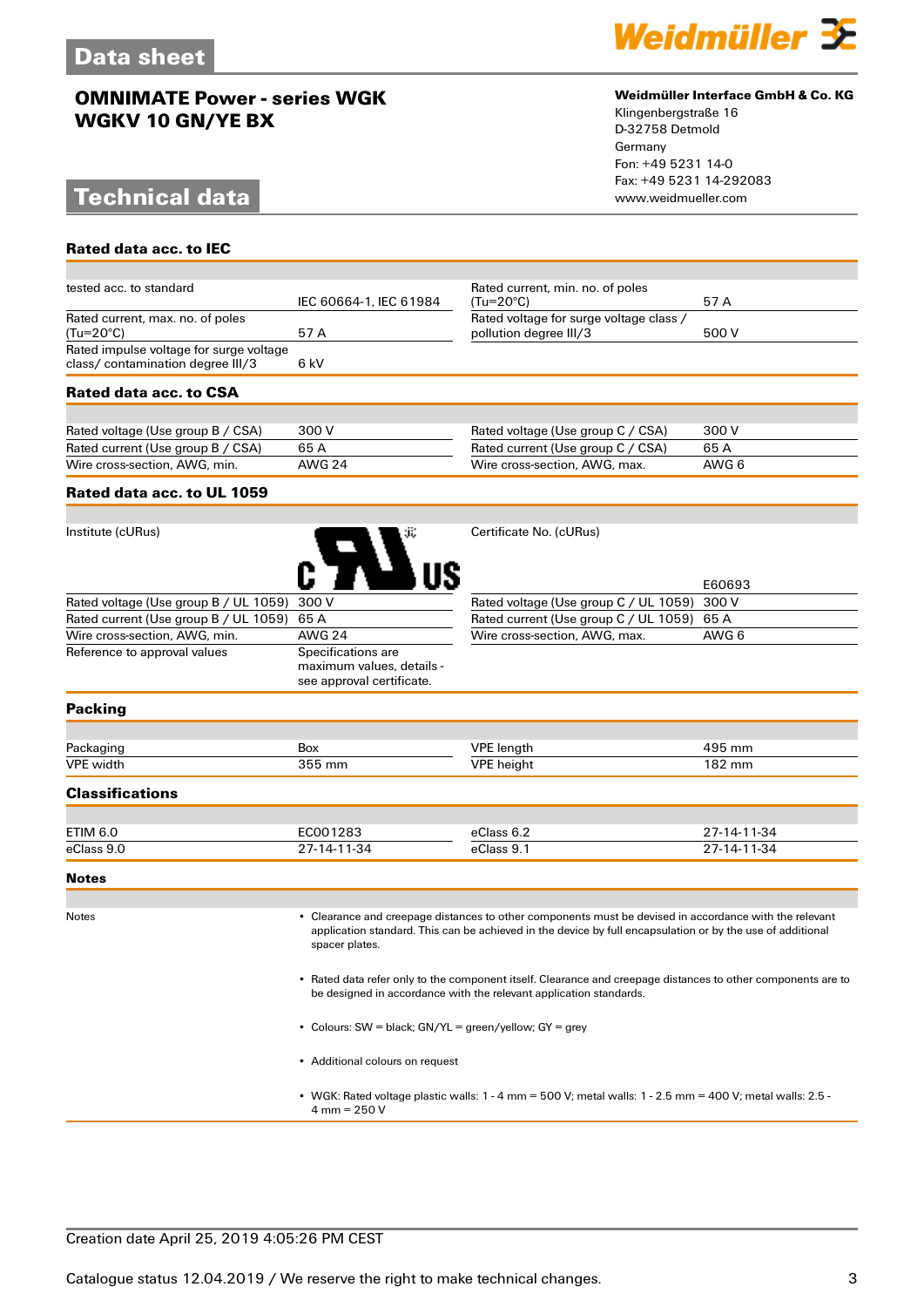# Data sheet

## OMNIMATE Power - series WGK
## WGKV 10 GN/YE BX

**Weidmüller Interface GmbH & Co. KG**
Klingenbergstraße 16
D-32758 Detmold
Germany
Fon: +49 5231 14-0
Fax: +49 5231 14-292083
www.weidmueller.com

# Technical data

### Rated data acc. to IEC

| | | | |
|---|---|---|---|
| tested acc. to standard | IEC 60664-1, IEC 61984 | Rated current, min. no. of poles (Tu=20°C) | 57 A |
| Rated current, max. no. of poles (Tu=20°C) | 57 A | Rated voltage for surge voltage class / pollution degree III/3 | 500 V |
| Rated impulse voltage for surge voltage class/ contamination degree III/3 | 6 kV | | |

### Rated data acc. to CSA

| | | | |
|---|---|---|---|
| Rated voltage (Use group B / CSA) | 300 V | Rated voltage (Use group C / CSA) | 300 V |
| Rated current (Use group B / CSA) | 65 A | Rated current (Use group C / CSA) | 65 A |
| Wire cross-section, AWG, min. | AWG 24 | Wire cross-section, AWG, max. | AWG 6 |

### Rated data acc. to UL 1059

| | | | |
|---|---|---|---|
| Institute (cURus) | | Certificate No. (cURus) | E60693 |
| Rated voltage (Use group B / UL 1059) | 300 V | Rated voltage (Use group C / UL 1059) | 300 V |
| Rated current (Use group B / UL 1059) | 65 A | Rated current (Use group C / UL 1059) | 65 A |
| Wire cross-section, AWG, min. | AWG 24 | Wire cross-section, AWG, max. | AWG 6 |
| Reference to approval values | Specifications are maximum values, details - see approval certificate. | | |

### Packing

| | | | |
|---|---|---|---|
| Packaging | Box | VPE length | 495 mm |
| VPE width | 355 mm | VPE height | 182 mm |

### Classifications

| | | | |
|---|---|---|---|
| ETIM 6.0 | EC001283 | eClass 6.2 | 27-14-11-34 |
| eClass 9.0 | 27-14-11-34 | eClass 9.1 | 27-14-11-34 |

### Notes

Notes

- Clearance and creepage distances to other components must be devised in accordance with the relevant application standard. This can be achieved in the device by full encapsulation or by the use of additional spacer plates.
- Rated data refer only to the component itself. Clearance and creepage distances to other components are to be designed in accordance with the relevant application standards.
- Colours: SW = black; GN/YL = green/yellow; GY = grey
- Additional colours on request
- WGK: Rated voltage plastic walls: 1 - 4 mm = 500 V; metal walls: 1 - 2.5 mm = 400 V; metal walls: 2.5 - 4 mm = 250 V

Creation date April 25, 2019 4:05:26 PM CEST

Catalogue status 12.04.2019 / We reserve the right to make technical changes.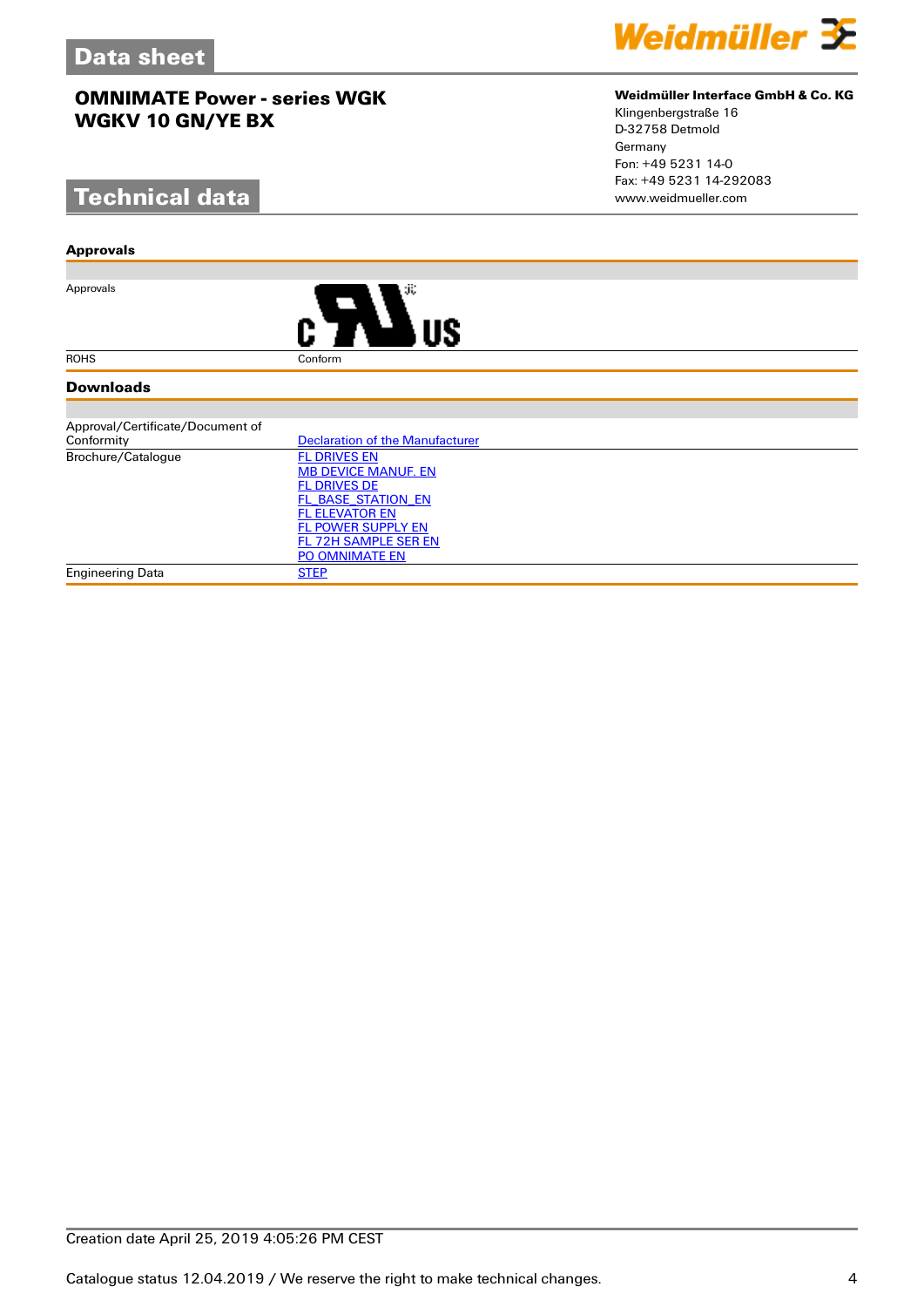## Technical data

### Approvals

| | |
|---|---|
| Approvals | c UR us |
| ROHS | Conform |

### Downloads

| | |
|---|---|
| Approval/Certificate/Document of Conformity | Declaration of the Manufacturer |
| Brochure/Catalogue | FL DRIVES EN<br>MB DEVICE MANUF. EN<br>FL DRIVES DE<br>FL_BASE_STATION_EN<br>FL ELEVATOR EN<br>FL POWER SUPPLY EN<br>FL 72H SAMPLE SER EN<br>PO OMNIMATE EN |
| Engineering Data | STEP |

Creation date April 25, 2019 4:05:26 PM CEST

Catalogue status 12.04.2019 / We reserve the right to make technical changes.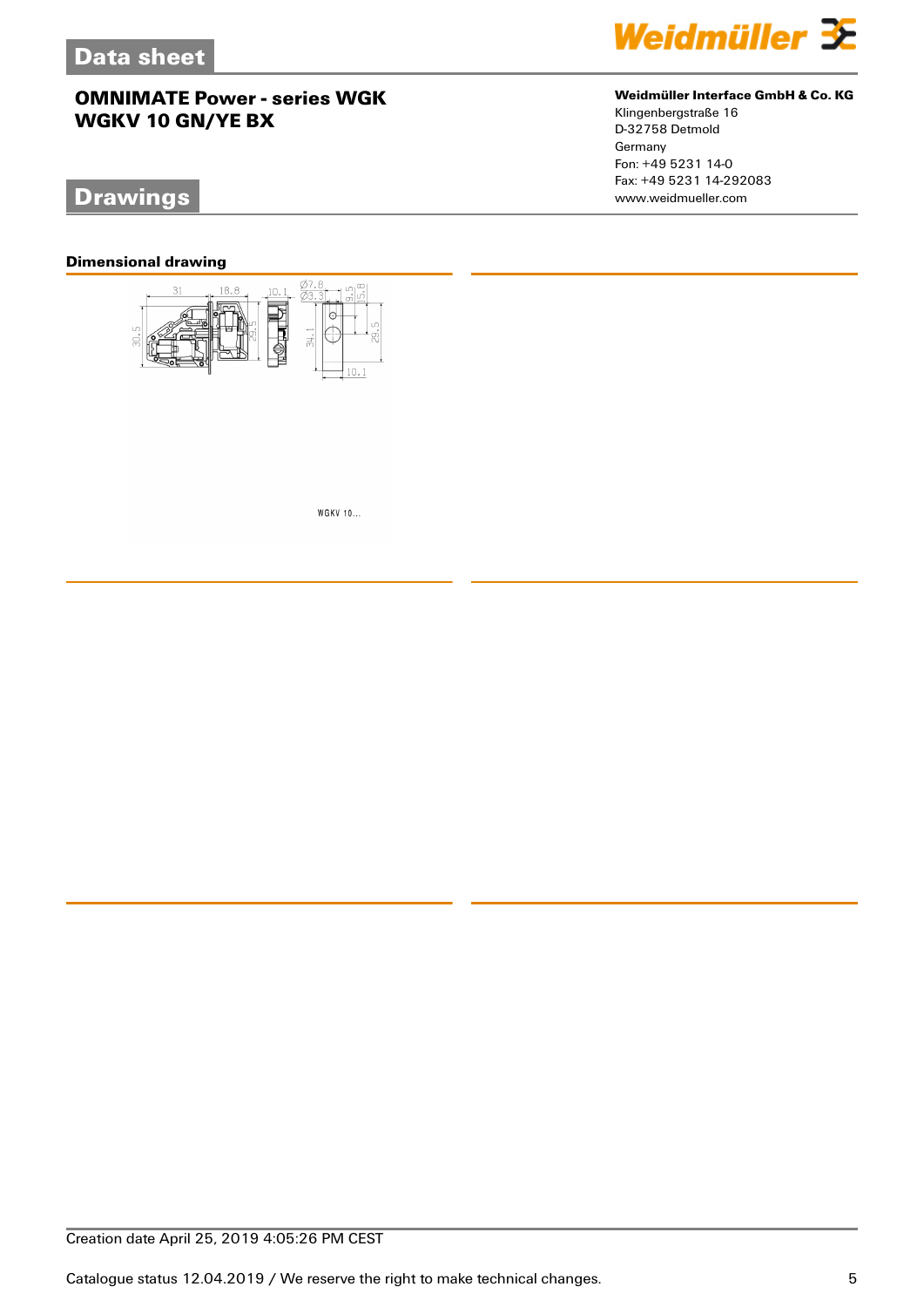# Data sheet

## OMNIMATE Power - series WGK
## WGKV 10 GN/YE BX

**Weidmüller Interface GmbH & Co. KG**
Klingenbergstraße 16
D-32758 Detmold
Germany
Fon: +49 5231 14-0
Fax: +49 5231 14-292083
www.weidmueller.com

# Drawings

### Dimensional drawing

31
18.8
10.1
Ø7.8
Ø3.3
9.5
15.8
30.5
29.5
34.1
29.5
10.1

WGKV 10...

Creation date April 25, 2019 4:05:26 PM CEST

Catalogue status 12.04.2019 / We reserve the right to make technical changes.